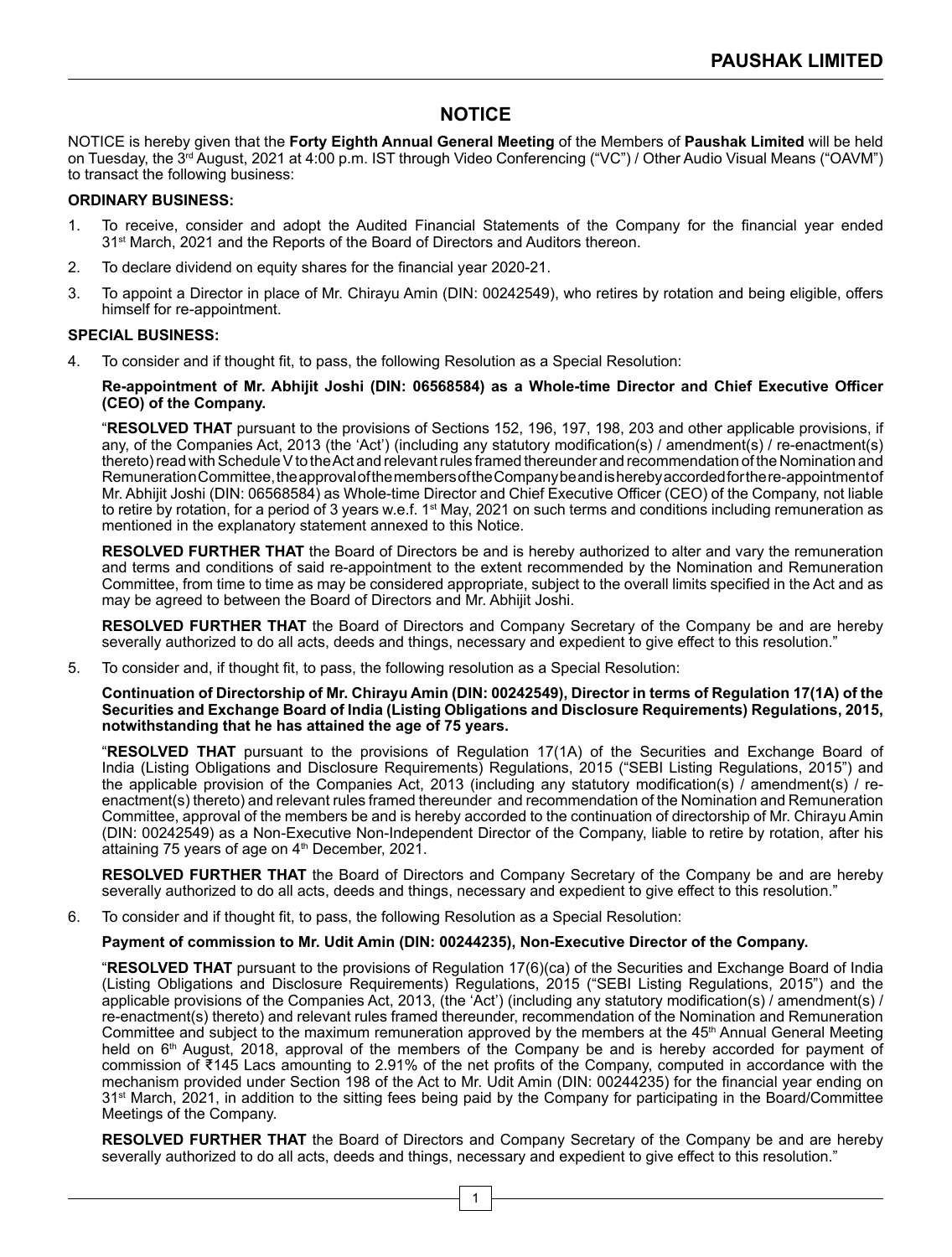# NOTICE

NOTICE is hereby given that the **Forty Eighth Annual General Meeting** of the Members of **Paushak Limited** will be held on Tuesday, the 3rd August, 2021 at 4:00 p.m. IST through Video Conferencing ("VC") / Other Audio Visual Means ("OAVM") to transact the following business:

**ORDINARY BUSINESS:**

1. To receive, consider and adopt the Audited Financial Statements of the Company for the financial year ended 31st March, 2021 and the Reports of the Board of Directors and Auditors thereon.
2. To declare dividend on equity shares for the financial year 2020-21.
3. To appoint a Director in place of Mr. Chirayu Amin (DIN: 00242549), who retires by rotation and being eligible, offers himself for re-appointment.

**SPECIAL BUSINESS:**

4. To consider and if thought fit, to pass, the following Resolution as a Special Resolution:

   **Re-appointment of Mr. Abhijit Joshi (DIN: 06568584) as a Whole-time Director and Chief Executive Officer (CEO) of the Company.**

   "**RESOLVED THAT** pursuant to the provisions of Sections 152, 196, 197, 198, 203 and other applicable provisions, if any, of the Companies Act, 2013 (the 'Act') (including any statutory modification(s) / amendment(s) / re-enactment(s) thereto) read with Schedule V to the Act and relevant rules framed thereunder and recommendation of the Nomination and Remuneration Committee, the approval of the members of the Company be and is hereby accorded for the re-appointment of Mr. Abhijit Joshi (DIN: 06568584) as Whole-time Director and Chief Executive Officer (CEO) of the Company, not liable to retire by rotation, for a period of 3 years w.e.f. 1st May, 2021 on such terms and conditions including remuneration as mentioned in the explanatory statement annexed to this Notice.

   **RESOLVED FURTHER THAT** the Board of Directors be and is hereby authorized to alter and vary the remuneration and terms and conditions of said re-appointment to the extent recommended by the Nomination and Remuneration Committee, from time to time as may be considered appropriate, subject to the overall limits specified in the Act and as may be agreed to between the Board of Directors and Mr. Abhijit Joshi.

   **RESOLVED FURTHER THAT** the Board of Directors and Company Secretary of the Company be and are hereby severally authorized to do all acts, deeds and things, necessary and expedient to give effect to this resolution."

5. To consider and, if thought fit, to pass, the following resolution as a Special Resolution:

   **Continuation of Directorship of Mr. Chirayu Amin (DIN: 00242549), Director in terms of Regulation 17(1A) of the Securities and Exchange Board of India (Listing Obligations and Disclosure Requirements) Regulations, 2015, notwithstanding that he has attained the age of 75 years.**

   "**RESOLVED THAT** pursuant to the provisions of Regulation 17(1A) of the Securities and Exchange Board of India (Listing Obligations and Disclosure Requirements) Regulations, 2015 ("SEBI Listing Regulations, 2015") and the applicable provision of the Companies Act, 2013 (including any statutory modification(s) / amendment(s) / re-enactment(s) thereto) and relevant rules framed thereunder and recommendation of the Nomination and Remuneration Committee, approval of the members be and is hereby accorded to the continuation of directorship of Mr. Chirayu Amin (DIN: 00242549) as a Non-Executive Non-Independent Director of the Company, liable to retire by rotation, after his attaining 75 years of age on 4th December, 2021.

   **RESOLVED FURTHER THAT** the Board of Directors and Company Secretary of the Company be and are hereby severally authorized to do all acts, deeds and things, necessary and expedient to give effect to this resolution."

6. To consider and if thought fit, to pass, the following Resolution as a Special Resolution:

   **Payment of commission to Mr. Udit Amin (DIN: 00244235), Non-Executive Director of the Company.**

   "**RESOLVED THAT** pursuant to the provisions of Regulation 17(6)(ca) of the Securities and Exchange Board of India (Listing Obligations and Disclosure Requirements) Regulations, 2015 ("SEBI Listing Regulations, 2015") and the applicable provisions of the Companies Act, 2013, (the 'Act') (including any statutory modification(s) / amendment(s) / re-enactment(s) thereto) and relevant rules framed thereunder, recommendation of the Nomination and Remuneration Committee and subject to the maximum remuneration approved by the members at the 45th Annual General Meeting held on 6th August, 2018, approval of the members of the Company be and is hereby accorded for payment of commission of ₹145 Lacs amounting to 2.91% of the net profits of the Company, computed in accordance with the mechanism provided under Section 198 of the Act to Mr. Udit Amin (DIN: 00244235) for the financial year ending on 31st March, 2021, in addition to the sitting fees being paid by the Company for participating in the Board/Committee Meetings of the Company.

   **RESOLVED FURTHER THAT** the Board of Directors and Company Secretary of the Company be and are hereby severally authorized to do all acts, deeds and things, necessary and expedient to give effect to this resolution."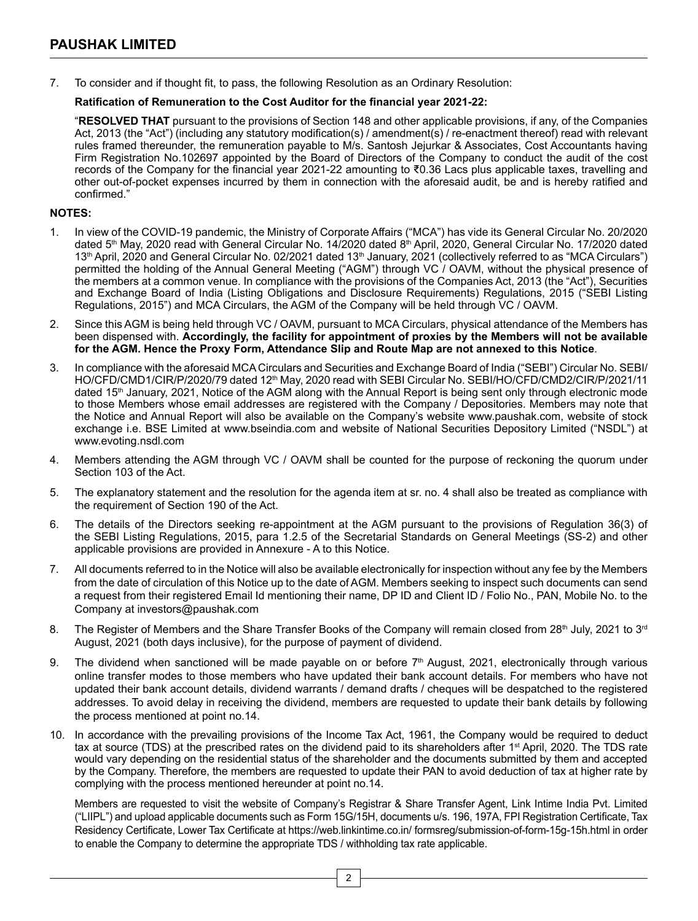7. To consider and if thought fit, to pass, the following Resolution as an Ordinary Resolution:

   **Ratification of Remuneration to the Cost Auditor for the financial year 2021-22:**

   "**RESOLVED THAT** pursuant to the provisions of Section 148 and other applicable provisions, if any, of the Companies Act, 2013 (the "Act") (including any statutory modification(s) / amendment(s) / re-enactment thereof) read with relevant rules framed thereunder, the remuneration payable to M/s. Santosh Jejurkar & Associates, Cost Accountants having Firm Registration No.102697 appointed by the Board of Directors of the Company to conduct the audit of the cost records of the Company for the financial year 2021-22 amounting to ₹0.36 Lacs plus applicable taxes, travelling and other out-of-pocket expenses incurred by them in connection with the aforesaid audit, be and is hereby ratified and confirmed."

**NOTES:**

1. In view of the COVID-19 pandemic, the Ministry of Corporate Affairs ("MCA") has vide its General Circular No. 20/2020 dated 5th May, 2020 read with General Circular No. 14/2020 dated 8th April, 2020, General Circular No. 17/2020 dated 13th April, 2020 and General Circular No. 02/2021 dated 13th January, 2021 (collectively referred to as "MCA Circulars") permitted the holding of the Annual General Meeting ("AGM") through VC / OAVM, without the physical presence of the members at a common venue. In compliance with the provisions of the Companies Act, 2013 (the "Act"), Securities and Exchange Board of India (Listing Obligations and Disclosure Requirements) Regulations, 2015 ("SEBI Listing Regulations, 2015") and MCA Circulars, the AGM of the Company will be held through VC / OAVM.

2. Since this AGM is being held through VC / OAVM, pursuant to MCA Circulars, physical attendance of the Members has been dispensed with. **Accordingly, the facility for appointment of proxies by the Members will not be available for the AGM. Hence the Proxy Form, Attendance Slip and Route Map are not annexed to this Notice**.

3. In compliance with the aforesaid MCA Circulars and Securities and Exchange Board of India ("SEBI") Circular No. SEBI/HO/CFD/CMD1/CIR/P/2020/79 dated 12th May, 2020 read with SEBI Circular No. SEBI/HO/CFD/CMD2/CIR/P/2021/11 dated 15th January, 2021, Notice of the AGM along with the Annual Report is being sent only through electronic mode to those Members whose email addresses are registered with the Company / Depositories. Members may note that the Notice and Annual Report will also be available on the Company's website www.paushak.com, website of stock exchange i.e. BSE Limited at www.bseindia.com and website of National Securities Depository Limited ("NSDL") at www.evoting.nsdl.com

4. Members attending the AGM through VC / OAVM shall be counted for the purpose of reckoning the quorum under Section 103 of the Act.

5. The explanatory statement and the resolution for the agenda item at sr. no. 4 shall also be treated as compliance with the requirement of Section 190 of the Act.

6. The details of the Directors seeking re-appointment at the AGM pursuant to the provisions of Regulation 36(3) of the SEBI Listing Regulations, 2015, para 1.2.5 of the Secretarial Standards on General Meetings (SS-2) and other applicable provisions are provided in Annexure - A to this Notice.

7. All documents referred to in the Notice will also be available electronically for inspection without any fee by the Members from the date of circulation of this Notice up to the date of AGM. Members seeking to inspect such documents can send a request from their registered Email Id mentioning their name, DP ID and Client ID / Folio No., PAN, Mobile No. to the Company at investors@paushak.com

8. The Register of Members and the Share Transfer Books of the Company will remain closed from 28th July, 2021 to 3rd August, 2021 (both days inclusive), for the purpose of payment of dividend.

9. The dividend when sanctioned will be made payable on or before 7th August, 2021, electronically through various online transfer modes to those members who have updated their bank account details. For members who have not updated their bank account details, dividend warrants / demand drafts / cheques will be despatched to the registered addresses. To avoid delay in receiving the dividend, members are requested to update their bank details by following the process mentioned at point no.14.

10. In accordance with the prevailing provisions of the Income Tax Act, 1961, the Company would be required to deduct tax at source (TDS) at the prescribed rates on the dividend paid to its shareholders after 1st April, 2020. The TDS rate would vary depending on the residential status of the shareholder and the documents submitted by them and accepted by the Company. Therefore, the members are requested to update their PAN to avoid deduction of tax at higher rate by complying with the process mentioned hereunder at point no.14.

    Members are requested to visit the website of Company's Registrar & Share Transfer Agent, Link Intime India Pvt. Limited ("LIIPL") and upload applicable documents such as Form 15G/15H, documents u/s. 196, 197A, FPI Registration Certificate, Tax Residency Certificate, Lower Tax Certificate at https://web.linkintime.co.in/ formsreg/submission-of-form-15g-15h.html in order to enable the Company to determine the appropriate TDS / withholding tax rate applicable.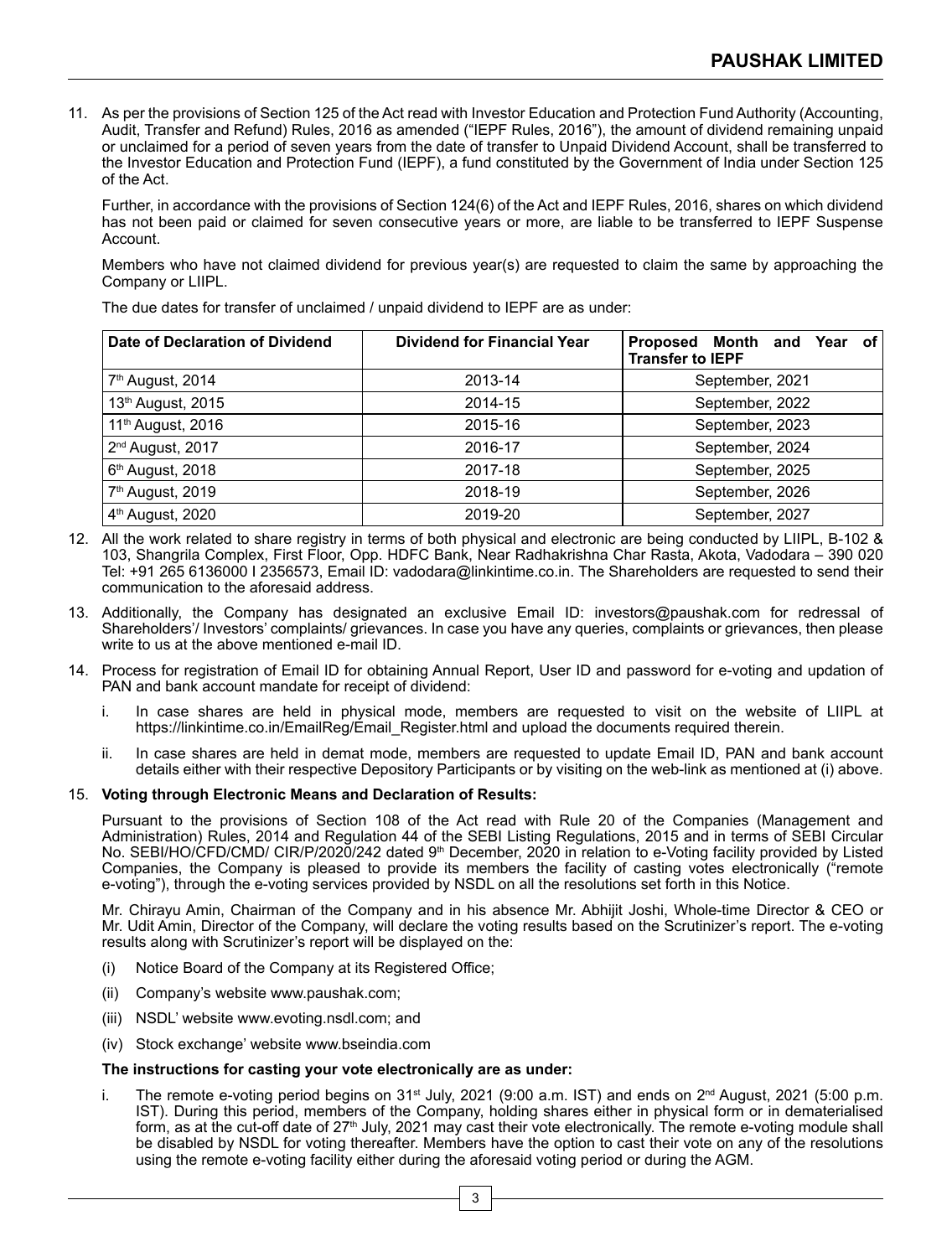11. As per the provisions of Section 125 of the Act read with Investor Education and Protection Fund Authority (Accounting, Audit, Transfer and Refund) Rules, 2016 as amended ("IEPF Rules, 2016"), the amount of dividend remaining unpaid or unclaimed for a period of seven years from the date of transfer to Unpaid Dividend Account, shall be transferred to the Investor Education and Protection Fund (IEPF), a fund constituted by the Government of India under Section 125 of the Act.

    Further, in accordance with the provisions of Section 124(6) of the Act and IEPF Rules, 2016, shares on which dividend has not been paid or claimed for seven consecutive years or more, are liable to be transferred to IEPF Suspense Account.

    Members who have not claimed dividend for previous year(s) are requested to claim the same by approaching the Company or LIIPL.

    The due dates for transfer of unclaimed / unpaid dividend to IEPF are as under:

| Date of Declaration of Dividend | Dividend for Financial Year | Proposed Month and Year of Transfer to IEPF |
|---|---|---|
| 7th August, 2014 | 2013-14 | September, 2021 |
| 13th August, 2015 | 2014-15 | September, 2022 |
| 11th August, 2016 | 2015-16 | September, 2023 |
| 2nd August, 2017 | 2016-17 | September, 2024 |
| 6th August, 2018 | 2017-18 | September, 2025 |
| 7th August, 2019 | 2018-19 | September, 2026 |
| 4th August, 2020 | 2019-20 | September, 2027 |

12. All the work related to share registry in terms of both physical and electronic are being conducted by LIIPL, B-102 & 103, Shangrila Complex, First Floor, Opp. HDFC Bank, Near Radhakrishna Char Rasta, Akota, Vadodara – 390 020 Tel: +91 265 6136000 I 2356573, Email ID: vadodara@linkintime.co.in. The Shareholders are requested to send their communication to the aforesaid address.

13. Additionally, the Company has designated an exclusive Email ID: investors@paushak.com for redressal of Shareholders'/ Investors' complaints/ grievances. In case you have any queries, complaints or grievances, then please write to us at the above mentioned e-mail ID.

14. Process for registration of Email ID for obtaining Annual Report, User ID and password for e-voting and updation of PAN and bank account mandate for receipt of dividend:

    i. In case shares are held in physical mode, members are requested to visit on the website of LIIPL at https://linkintime.co.in/EmailReg/Email_Register.html and upload the documents required therein.

    ii. In case shares are held in demat mode, members are requested to update Email ID, PAN and bank account details either with their respective Depository Participants or by visiting on the web-link as mentioned at (i) above.

15. **Voting through Electronic Means and Declaration of Results:**

    Pursuant to the provisions of Section 108 of the Act read with Rule 20 of the Companies (Management and Administration) Rules, 2014 and Regulation 44 of the SEBI Listing Regulations, 2015 and in terms of SEBI Circular No. SEBI/HO/CFD/CMD/ CIR/P/2020/242 dated 9th December, 2020 in relation to e-Voting facility provided by Listed Companies, the Company is pleased to provide its members the facility of casting votes electronically ("remote e-voting"), through the e-voting services provided by NSDL on all the resolutions set forth in this Notice.

    Mr. Chirayu Amin, Chairman of the Company and in his absence Mr. Abhijit Joshi, Whole-time Director & CEO or Mr. Udit Amin, Director of the Company, will declare the voting results based on the Scrutinizer's report. The e-voting results along with Scrutinizer's report will be displayed on the:

    (i) Notice Board of the Company at its Registered Office;

    (ii) Company's website www.paushak.com;

    (iii) NSDL' website www.evoting.nsdl.com; and

    (iv) Stock exchange' website www.bseindia.com

    **The instructions for casting your vote electronically are as under:**

    i. The remote e-voting period begins on 31st July, 2021 (9:00 a.m. IST) and ends on 2nd August, 2021 (5:00 p.m. IST). During this period, members of the Company, holding shares either in physical form or in dematerialised form, as at the cut-off date of 27th July, 2021 may cast their vote electronically. The remote e-voting module shall be disabled by NSDL for voting thereafter. Members have the option to cast their vote on any of the resolutions using the remote e-voting facility either during the aforesaid voting period or during the AGM.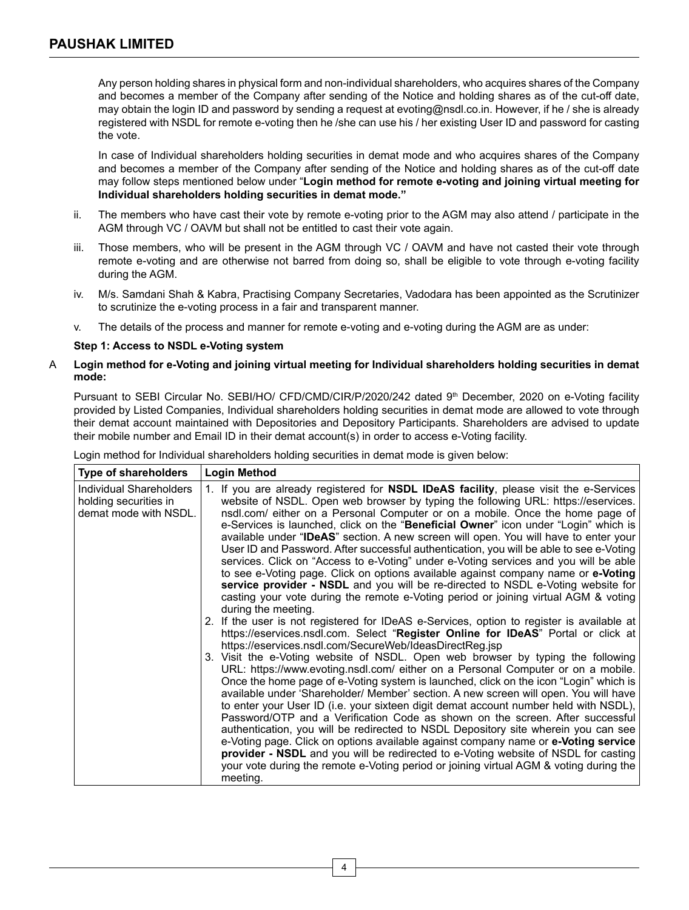Any person holding shares in physical form and non-individual shareholders, who acquires shares of the Company and becomes a member of the Company after sending of the Notice and holding shares as of the cut-off date, may obtain the login ID and password by sending a request at evoting@nsdl.co.in. However, if he / she is already registered with NSDL for remote e-voting then he /she can use his / her existing User ID and password for casting the vote.

In case of Individual shareholders holding securities in demat mode and who acquires shares of the Company and becomes a member of the Company after sending of the Notice and holding shares as of the cut-off date may follow steps mentioned below under "**Login method for remote e-voting and joining virtual meeting for Individual shareholders holding securities in demat mode.**"

ii. The members who have cast their vote by remote e-voting prior to the AGM may also attend / participate in the AGM through VC / OAVM but shall not be entitled to cast their vote again.

iii. Those members, who will be present in the AGM through VC / OAVM and have not casted their vote through remote e-voting and are otherwise not barred from doing so, shall be eligible to vote through e-voting facility during the AGM.

iv. M/s. Samdani Shah & Kabra, Practising Company Secretaries, Vadodara has been appointed as the Scrutinizer to scrutinize the e-voting process in a fair and transparent manner.

v. The details of the process and manner for remote e-voting and e-voting during the AGM are as under:

**Step 1: Access to NSDL e-Voting system**

A **Login method for e-Voting and joining virtual meeting for Individual shareholders holding securities in demat mode:**

Pursuant to SEBI Circular No. SEBI/HO/ CFD/CMD/CIR/P/2020/242 dated 9th December, 2020 on e-Voting facility provided by Listed Companies, Individual shareholders holding securities in demat mode are allowed to vote through their demat account maintained with Depositories and Depository Participants. Shareholders are advised to update their mobile number and Email ID in their demat account(s) in order to access e-Voting facility.

Login method for Individual shareholders holding securities in demat mode is given below:

| Type of shareholders | Login Method |
|---|---|
| Individual Shareholders holding securities in demat mode with NSDL. | 1. If you are already registered for **NSDL IDeAS facility**, please visit the e-Services website of NSDL. Open web browser by typing the following URL: https://eservices.nsdl.com/ either on a Personal Computer or on a mobile. Once the home page of e-Services is launched, click on the "**Beneficial Owner**" icon under "Login" which is available under "**IDeAS**" section. A new screen will open. You will have to enter your User ID and Password. After successful authentication, you will be able to see e-Voting services. Click on "Access to e-Voting" under e-Voting services and you will be able to see e-Voting page. Click on options available against company name or **e-Voting service provider - NSDL** and you will be re-directed to NSDL e-Voting website for casting your vote during the remote e-Voting period or joining virtual AGM & voting during the meeting.<br>2. If the user is not registered for IDeAS e-Services, option to register is available at https://eservices.nsdl.com. Select "**Register Online for IDeAS**" Portal or click at https://eservices.nsdl.com/SecureWeb/IdeasDirectReg.jsp<br>3. Visit the e-Voting website of NSDL. Open web browser by typing the following URL: https://www.evoting.nsdl.com/ either on a Personal Computer or on a mobile. Once the home page of e-Voting system is launched, click on the icon "Login" which is available under 'Shareholder/ Member' section. A new screen will open. You will have to enter your User ID (i.e. your sixteen digit demat account number held with NSDL), Password/OTP and a Verification Code as shown on the screen. After successful authentication, you will be redirected to NSDL Depository site wherein you can see e-Voting page. Click on options available against company name or **e-Voting service provider - NSDL** and you will be redirected to e-Voting website of NSDL for casting your vote during the remote e-Voting period or joining virtual AGM & voting during the meeting. |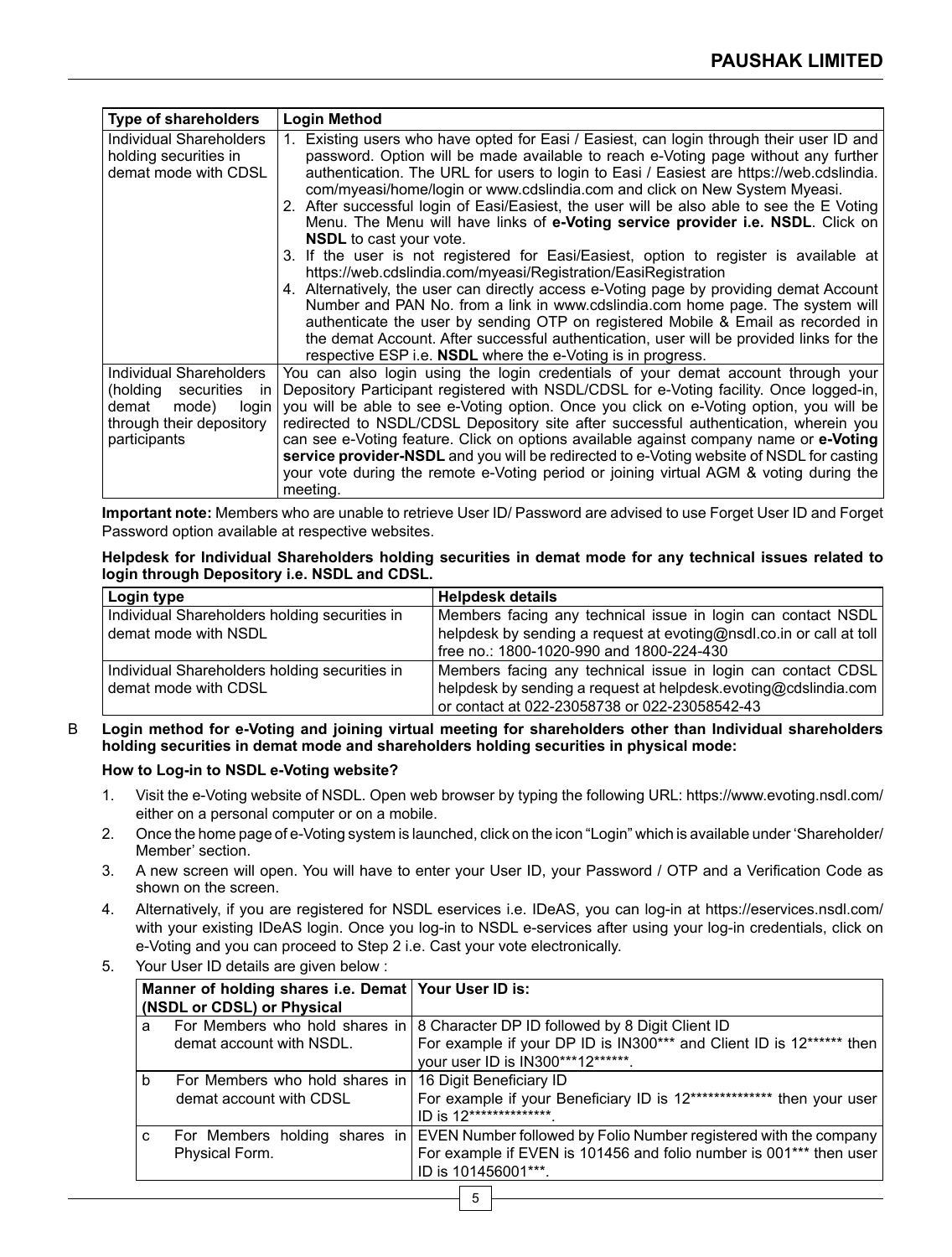| Type of shareholders | Login Method |
|---|---|
| Individual Shareholders holding securities in demat mode with CDSL | 1. Existing users who have opted for Easi / Easiest, can login through their user ID and password. Option will be made available to reach e-Voting page without any further authentication. The URL for users to login to Easi / Easiest are https://web.cdslindia.com/myeasi/home/login or www.cdslindia.com and click on New System Myeasi.<br>2. After successful login of Easi/Easiest, the user will be also able to see the E Voting Menu. The Menu will have links of **e-Voting service provider i.e. NSDL**. Click on **NSDL** to cast your vote.<br>3. If the user is not registered for Easi/Easiest, option to register is available at https://web.cdslindia.com/myeasi/Registration/EasiRegistration<br>4. Alternatively, the user can directly access e-Voting page by providing demat Account Number and PAN No. from a link in www.cdslindia.com home page. The system will authenticate the user by sending OTP on registered Mobile & Email as recorded in the demat Account. After successful authentication, user will be provided links for the respective ESP i.e. **NSDL** where the e-Voting is in progress. |
| Individual Shareholders (holding securities in demat mode) login through their depository participants | You can also login using the login credentials of your demat account through your Depository Participant registered with NSDL/CDSL for e-Voting facility. Once logged-in, you will be able to see e-Voting option. Once you click on e-Voting option, you will be redirected to NSDL/CDSL Depository site after successful authentication, wherein you can see e-Voting feature. Click on options available against company name or **e-Voting service provider-NSDL** and you will be redirected to e-Voting website of NSDL for casting your vote during the remote e-Voting period or joining virtual AGM & voting during the meeting. |

**Important note:** Members who are unable to retrieve User ID/ Password are advised to use Forget User ID and Forget Password option available at respective websites.

**Helpdesk for Individual Shareholders holding securities in demat mode for any technical issues related to login through Depository i.e. NSDL and CDSL.**

| Login type | Helpdesk details |
|---|---|
| Individual Shareholders holding securities in demat mode with NSDL | Members facing any technical issue in login can contact NSDL helpdesk by sending a request at evoting@nsdl.co.in or call at toll free no.: 1800-1020-990 and 1800-224-430 |
| Individual Shareholders holding securities in demat mode with CDSL | Members facing any technical issue in login can contact CDSL helpdesk by sending a request at helpdesk.evoting@cdslindia.com or contact at 022-23058738 or 022-23058542-43 |

B **Login method for e-Voting and joining virtual meeting for shareholders other than Individual shareholders holding securities in demat mode and shareholders holding securities in physical mode:**

**How to Log-in to NSDL e-Voting website?**

1. Visit the e-Voting website of NSDL. Open web browser by typing the following URL: https://www.evoting.nsdl.com/ either on a personal computer or on a mobile.
2. Once the home page of e-Voting system is launched, click on the icon "Login" which is available under 'Shareholder/ Member' section.
3. A new screen will open. You will have to enter your User ID, your Password / OTP and a Verification Code as shown on the screen.
4. Alternatively, if you are registered for NSDL eservices i.e. IDeAS, you can log-in at https://eservices.nsdl.com/ with your existing IDeAS login. Once you log-in to NSDL e-services after using your log-in credentials, click on e-Voting and you can proceed to Step 2 i.e. Cast your vote electronically.
5. Your User ID details are given below :

| | Manner of holding shares i.e. Demat (NSDL or CDSL) or Physical | Your User ID is: |
|---|---|---|
| a | For Members who hold shares in demat account with NSDL. | 8 Character DP ID followed by 8 Digit Client ID<br>For example if your DP ID is IN300*** and Client ID is 12****** then your user ID is IN300***12******. |
| b | For Members who hold shares in demat account with CDSL | 16 Digit Beneficiary ID<br>For example if your Beneficiary ID is 12************** then your user ID is 12**************. |
| c | For Members holding shares in Physical Form. | EVEN Number followed by Folio Number registered with the company<br>For example if EVEN is 101456 and folio number is 001*** then user ID is 101456001***. |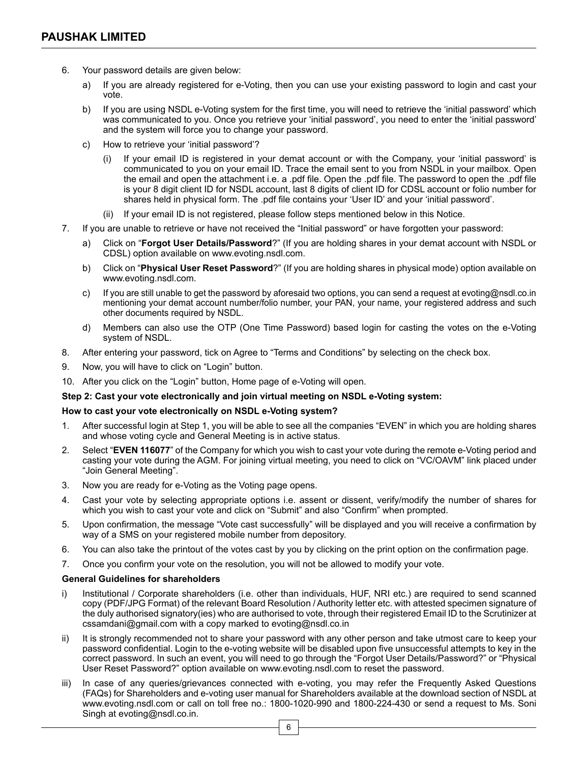6. Your password details are given below:

   a) If you are already registered for e-Voting, then you can use your existing password to login and cast your vote.

   b) If you are using NSDL e-Voting system for the first time, you will need to retrieve the 'initial password' which was communicated to you. Once you retrieve your 'initial password', you need to enter the 'initial password' and the system will force you to change your password.

   c) How to retrieve your 'initial password'?

      (i) If your email ID is registered in your demat account or with the Company, your 'initial password' is communicated to you on your email ID. Trace the email sent to you from NSDL in your mailbox. Open the email and open the attachment i.e. a .pdf file. Open the .pdf file. The password to open the .pdf file is your 8 digit client ID for NSDL account, last 8 digits of client ID for CDSL account or folio number for shares held in physical form. The .pdf file contains your 'User ID' and your 'initial password'.

      (ii) If your email ID is not registered, please follow steps mentioned below in this Notice.

7. If you are unable to retrieve or have not received the "Initial password" or have forgotten your password:

   a) Click on "**Forgot User Details/Password**?" (If you are holding shares in your demat account with NSDL or CDSL) option available on www.evoting.nsdl.com.

   b) Click on "**Physical User Reset Password**?" (If you are holding shares in physical mode) option available on www.evoting.nsdl.com.

   c) If you are still unable to get the password by aforesaid two options, you can send a request at evoting@nsdl.co.in mentioning your demat account number/folio number, your PAN, your name, your registered address and such other documents required by NSDL.

   d) Members can also use the OTP (One Time Password) based login for casting the votes on the e-Voting system of NSDL.

8. After entering your password, tick on Agree to "Terms and Conditions" by selecting on the check box.

9. Now, you will have to click on "Login" button.

10. After you click on the "Login" button, Home page of e-Voting will open.

**Step 2: Cast your vote electronically and join virtual meeting on NSDL e-Voting system:**

**How to cast your vote electronically on NSDL e-Voting system?**

1. After successful login at Step 1, you will be able to see all the companies "EVEN" in which you are holding shares and whose voting cycle and General Meeting is in active status.

2. Select "**EVEN 116077**" of the Company for which you wish to cast your vote during the remote e-Voting period and casting your vote during the AGM. For joining virtual meeting, you need to click on "VC/OAVM" link placed under "Join General Meeting".

3. Now you are ready for e-Voting as the Voting page opens.

4. Cast your vote by selecting appropriate options i.e. assent or dissent, verify/modify the number of shares for which you wish to cast your vote and click on "Submit" and also "Confirm" when prompted.

5. Upon confirmation, the message "Vote cast successfully" will be displayed and you will receive a confirmation by way of a SMS on your registered mobile number from depository.

6. You can also take the printout of the votes cast by you by clicking on the print option on the confirmation page.

7. Once you confirm your vote on the resolution, you will not be allowed to modify your vote.

**General Guidelines for shareholders**

i) Institutional / Corporate shareholders (i.e. other than individuals, HUF, NRI etc.) are required to send scanned copy (PDF/JPG Format) of the relevant Board Resolution / Authority letter etc. with attested specimen signature of the duly authorised signatory(ies) who are authorised to vote, through their registered Email ID to the Scrutinizer at cssamdani@gmail.com with a copy marked to evoting@nsdl.co.in

ii) It is strongly recommended not to share your password with any other person and take utmost care to keep your password confidential. Login to the e-voting website will be disabled upon five unsuccessful attempts to key in the correct password. In such an event, you will need to go through the "Forgot User Details/Password?" or "Physical User Reset Password?" option available on www.evoting.nsdl.com to reset the password.

iii) In case of any queries/grievances connected with e-voting, you may refer the Frequently Asked Questions (FAQs) for Shareholders and e-voting user manual for Shareholders available at the download section of NSDL at www.evoting.nsdl.com or call on toll free no.: 1800-1020-990 and 1800-224-430 or send a request to Ms. Soni Singh at evoting@nsdl.co.in.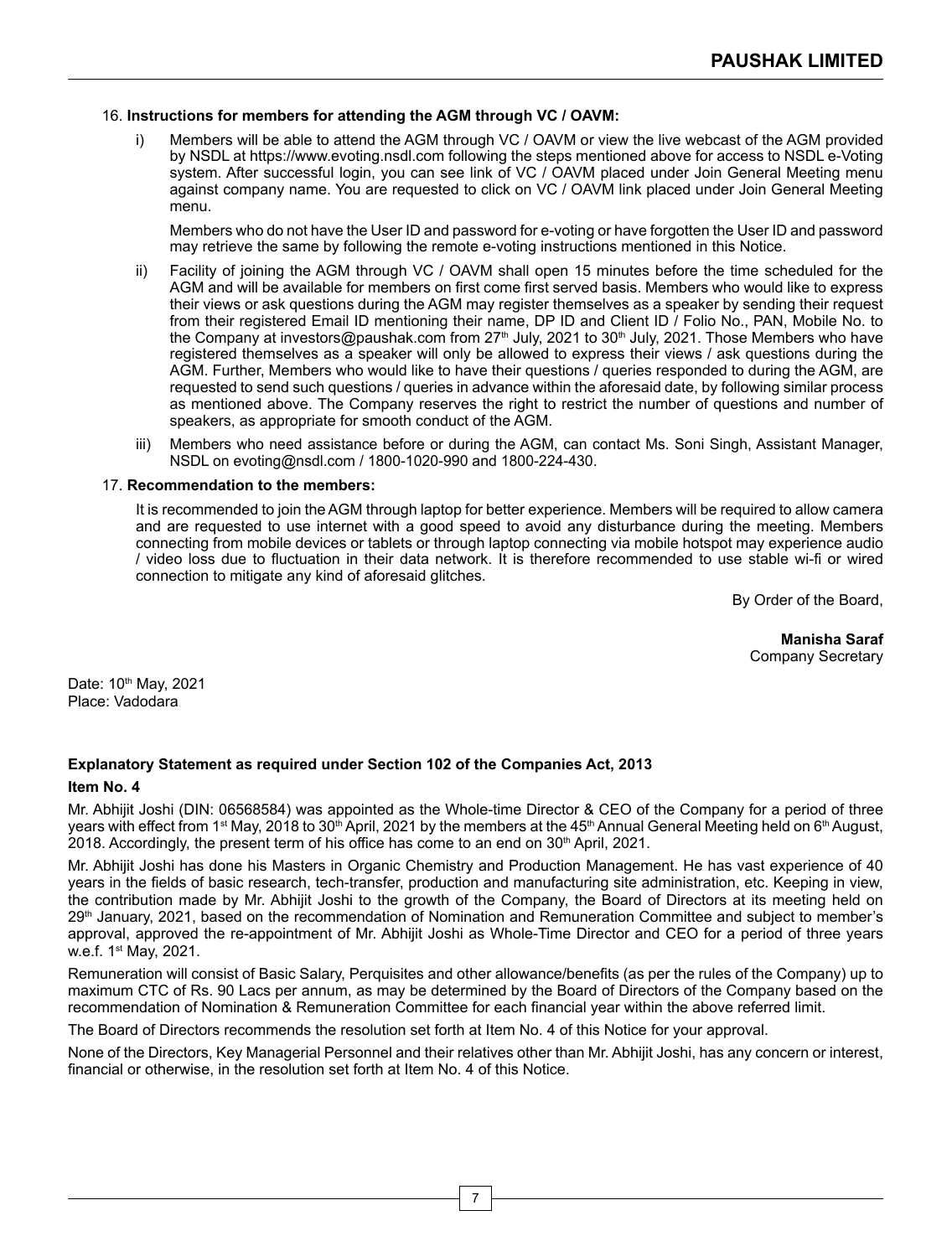16. **Instructions for members for attending the AGM through VC / OAVM:**

    i) Members will be able to attend the AGM through VC / OAVM or view the live webcast of the AGM provided by NSDL at https://www.evoting.nsdl.com following the steps mentioned above for access to NSDL e-Voting system. After successful login, you can see link of VC / OAVM placed under Join General Meeting menu against company name. You are requested to click on VC / OAVM link placed under Join General Meeting menu.

    Members who do not have the User ID and password for e-voting or have forgotten the User ID and password may retrieve the same by following the remote e-voting instructions mentioned in this Notice.

    ii) Facility of joining the AGM through VC / OAVM shall open 15 minutes before the time scheduled for the AGM and will be available for members on first come first served basis. Members who would like to express their views or ask questions during the AGM may register themselves as a speaker by sending their request from their registered Email ID mentioning their name, DP ID and Client ID / Folio No., PAN, Mobile No. to the Company at investors@paushak.com from 27th July, 2021 to 30th July, 2021. Those Members who have registered themselves as a speaker will only be allowed to express their views / ask questions during the AGM. Further, Members who would like to have their questions / queries responded to during the AGM, are requested to send such questions / queries in advance within the aforesaid date, by following similar process as mentioned above. The Company reserves the right to restrict the number of questions and number of speakers, as appropriate for smooth conduct of the AGM.

    iii) Members who need assistance before or during the AGM, can contact Ms. Soni Singh, Assistant Manager, NSDL on evoting@nsdl.com / 1800-1020-990 and 1800-224-430.

17. **Recommendation to the members:**

    It is recommended to join the AGM through laptop for better experience. Members will be required to allow camera and are requested to use internet with a good speed to avoid any disturbance during the meeting. Members connecting from mobile devices or tablets or through laptop connecting via mobile hotspot may experience audio / video loss due to fluctuation in their data network. It is therefore recommended to use stable wi-fi or wired connection to mitigate any kind of aforesaid glitches.

By Order of the Board,

**Manisha Saraf**
Company Secretary

Date: 10th May, 2021
Place: Vadodara

**Explanatory Statement as required under Section 102 of the Companies Act, 2013**

**Item No. 4**

Mr. Abhijit Joshi (DIN: 06568584) was appointed as the Whole-time Director & CEO of the Company for a period of three years with effect from 1st May, 2018 to 30th April, 2021 by the members at the 45th Annual General Meeting held on 6th August, 2018. Accordingly, the present term of his office has come to an end on 30th April, 2021.

Mr. Abhijit Joshi has done his Masters in Organic Chemistry and Production Management. He has vast experience of 40 years in the fields of basic research, tech-transfer, production and manufacturing site administration, etc. Keeping in view, the contribution made by Mr. Abhijit Joshi to the growth of the Company, the Board of Directors at its meeting held on 29th January, 2021, based on the recommendation of Nomination and Remuneration Committee and subject to member's approval, approved the re-appointment of Mr. Abhijit Joshi as Whole-Time Director and CEO for a period of three years w.e.f. 1st May, 2021.

Remuneration will consist of Basic Salary, Perquisites and other allowance/benefits (as per the rules of the Company) up to maximum CTC of Rs. 90 Lacs per annum, as may be determined by the Board of Directors of the Company based on the recommendation of Nomination & Remuneration Committee for each financial year within the above referred limit.

The Board of Directors recommends the resolution set forth at Item No. 4 of this Notice for your approval.

None of the Directors, Key Managerial Personnel and their relatives other than Mr. Abhijit Joshi, has any concern or interest, financial or otherwise, in the resolution set forth at Item No. 4 of this Notice.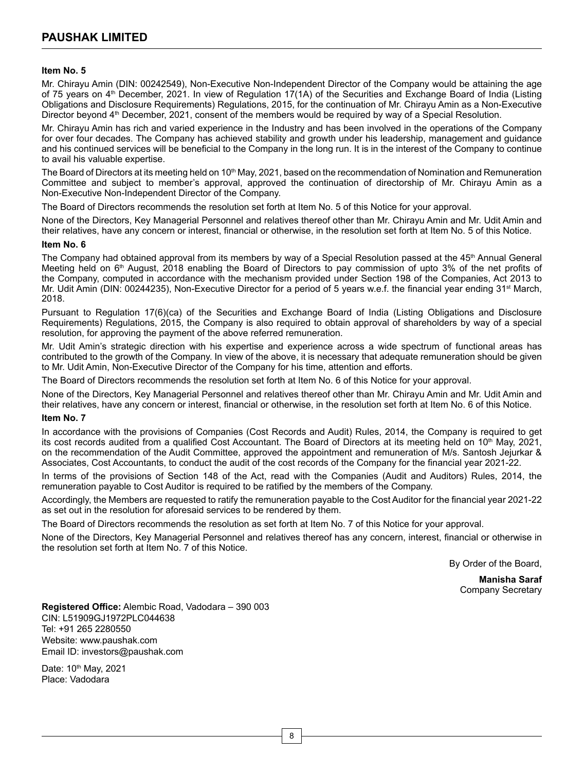**Item No. 5**

Mr. Chirayu Amin (DIN: 00242549), Non-Executive Non-Independent Director of the Company would be attaining the age of 75 years on 4th December, 2021. In view of Regulation 17(1A) of the Securities and Exchange Board of India (Listing Obligations and Disclosure Requirements) Regulations, 2015, for the continuation of Mr. Chirayu Amin as a Non-Executive Director beyond 4th December, 2021, consent of the members would be required by way of a Special Resolution.

Mr. Chirayu Amin has rich and varied experience in the Industry and has been involved in the operations of the Company for over four decades. The Company has achieved stability and growth under his leadership, management and guidance and his continued services will be beneficial to the Company in the long run. It is in the interest of the Company to continue to avail his valuable expertise.

The Board of Directors at its meeting held on 10th May, 2021, based on the recommendation of Nomination and Remuneration Committee and subject to member's approval, approved the continuation of directorship of Mr. Chirayu Amin as a Non-Executive Non-Independent Director of the Company.

The Board of Directors recommends the resolution set forth at Item No. 5 of this Notice for your approval.

None of the Directors, Key Managerial Personnel and relatives thereof other than Mr. Chirayu Amin and Mr. Udit Amin and their relatives, have any concern or interest, financial or otherwise, in the resolution set forth at Item No. 5 of this Notice.

**Item No. 6**

The Company had obtained approval from its members by way of a Special Resolution passed at the 45th Annual General Meeting held on 6th August, 2018 enabling the Board of Directors to pay commission of upto 3% of the net profits of the Company, computed in accordance with the mechanism provided under Section 198 of the Companies, Act 2013 to Mr. Udit Amin (DIN: 00244235), Non-Executive Director for a period of 5 years w.e.f. the financial year ending 31st March, 2018.

Pursuant to Regulation 17(6)(ca) of the Securities and Exchange Board of India (Listing Obligations and Disclosure Requirements) Regulations, 2015, the Company is also required to obtain approval of shareholders by way of a special resolution, for approving the payment of the above referred remuneration.

Mr. Udit Amin's strategic direction with his expertise and experience across a wide spectrum of functional areas has contributed to the growth of the Company. In view of the above, it is necessary that adequate remuneration should be given to Mr. Udit Amin, Non-Executive Director of the Company for his time, attention and efforts.

The Board of Directors recommends the resolution set forth at Item No. 6 of this Notice for your approval.

None of the Directors, Key Managerial Personnel and relatives thereof other than Mr. Chirayu Amin and Mr. Udit Amin and their relatives, have any concern or interest, financial or otherwise, in the resolution set forth at Item No. 6 of this Notice.

**Item No. 7**

In accordance with the provisions of Companies (Cost Records and Audit) Rules, 2014, the Company is required to get its cost records audited from a qualified Cost Accountant. The Board of Directors at its meeting held on 10th May, 2021, on the recommendation of the Audit Committee, approved the appointment and remuneration of M/s. Santosh Jejurkar & Associates, Cost Accountants, to conduct the audit of the cost records of the Company for the financial year 2021-22.

In terms of the provisions of Section 148 of the Act, read with the Companies (Audit and Auditors) Rules, 2014, the remuneration payable to Cost Auditor is required to be ratified by the members of the Company.

Accordingly, the Members are requested to ratify the remuneration payable to the Cost Auditor for the financial year 2021-22 as set out in the resolution for aforesaid services to be rendered by them.

The Board of Directors recommends the resolution as set forth at Item No. 7 of this Notice for your approval.

None of the Directors, Key Managerial Personnel and relatives thereof has any concern, interest, financial or otherwise in the resolution set forth at Item No. 7 of this Notice.

By Order of the Board,

**Manisha Saraf**
Company Secretary

**Registered Office:** Alembic Road, Vadodara – 390 003
CIN: L51909GJ1972PLC044638
Tel: +91 265 2280550
Website: www.paushak.com
Email ID: investors@paushak.com

Date: 10th May, 2021
Place: Vadodara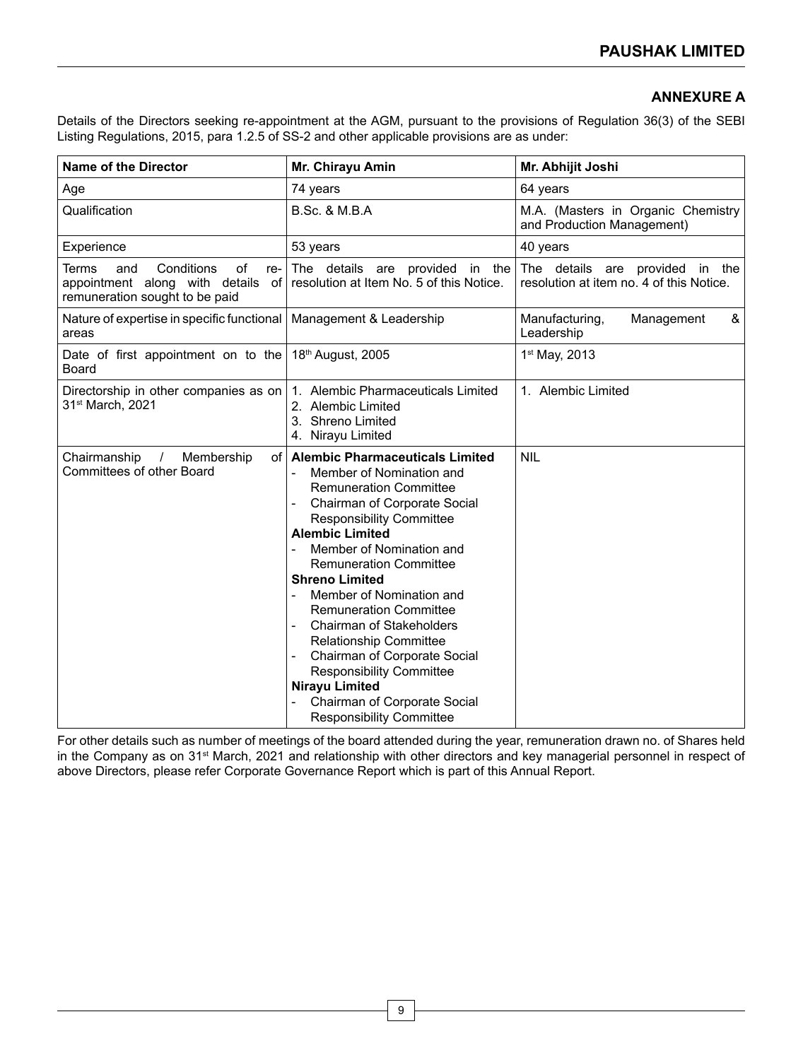## ANNEXURE A

Details of the Directors seeking re-appointment at the AGM, pursuant to the provisions of Regulation 36(3) of the SEBI Listing Regulations, 2015, para 1.2.5 of SS-2 and other applicable provisions are as under:

| Name of the Director | Mr. Chirayu Amin | Mr. Abhijit Joshi |
|---|---|---|
| Age | 74 years | 64 years |
| Qualification | B.Sc. & M.B.A | M.A. (Masters in Organic Chemistry and Production Management) |
| Experience | 53 years | 40 years |
| Terms and Conditions of re-appointment along with details of remuneration sought to be paid | The details are provided in the resolution at Item No. 5 of this Notice. | The details are provided in the resolution at item no. 4 of this Notice. |
| Nature of expertise in specific functional areas | Management & Leadership | Manufacturing, Management & Leadership |
| Date of first appointment on to the Board | 18th August, 2005 | 1st May, 2013 |
| Directorship in other companies as on 31st March, 2021 | 1. Alembic Pharmaceuticals Limited<br>2. Alembic Limited<br>3. Shreno Limited<br>4. Nirayu Limited | 1. Alembic Limited |
| Chairmanship / Membership of Committees of other Board | **Alembic Pharmaceuticals Limited**<br>- Member of Nomination and Remuneration Committee<br>- Chairman of Corporate Social Responsibility Committee<br>**Alembic Limited**<br>- Member of Nomination and Remuneration Committee<br>**Shreno Limited**<br>- Member of Nomination and Remuneration Committee<br>- Chairman of Stakeholders Relationship Committee<br>- Chairman of Corporate Social Responsibility Committee<br>**Nirayu Limited**<br>- Chairman of Corporate Social Responsibility Committee | NIL |

For other details such as number of meetings of the board attended during the year, remuneration drawn no. of Shares held in the Company as on 31st March, 2021 and relationship with other directors and key managerial personnel in respect of above Directors, please refer Corporate Governance Report which is part of this Annual Report.